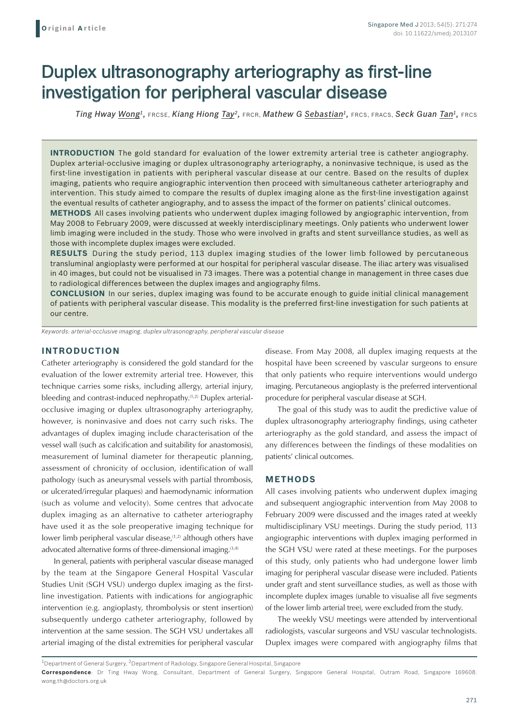**Original Article**

# Duplex ultrasonography arteriography as first-line investigation for peripheral vascular disease

*Ting Hway Wong*[1], FRCSE, *Kiang Hiong Tay*[2], FRCR, *Mathew G Sebastian*[1], FRCS, FRACS, *Seck Guan Tan*[1], FRCS

**INTRODUCTION** The gold standard for evaluation of the lower extremity arterial tree is catheter angiography. Duplex arterial-occlusive imaging or duplex ultrasonography arteriography, a noninvasive technique, is used as the first-line investigation in patients with peripheral vascular disease at our centre. Based on the results of duplex imaging, patients who require angiographic intervention then proceed with simultaneous catheter arteriography and intervention. This study aimed to compare the results of duplex imaging alone as the first-line investigation against the eventual results of catheter angiography, and to assess the impact of the former on patients' clinical outcomes.

**METHODS** All cases involving patients who underwent duplex imaging followed by angiographic intervention, from May 2008 to February 2009, were discussed at weekly interdisciplinary meetings. Only patients who underwent lower limb imaging were included in the study. Those who were involved in grafts and stent surveillance studies, as well as those with incomplete duplex images were excluded.

**RESULTS** During the study period, 113 duplex imaging studies of the lower limb followed by percutaneous transluminal angioplasty were performed at our hospital for peripheral vascular disease. The iliac artery was visualised in 40 images, but could not be visualised in 73 images. There was a potential change in management in three cases due to radiological differences between the duplex images and angiography films.

**CONCLUSION** In our series, duplex imaging was found to be accurate enough to guide initial clinical management of patients with peripheral vascular disease. This modality is the preferred first-line investigation for such patients at our centre.

*Keywords: arterial-occlusive imaging, duplex ultrasonography, peripheral vascular disease*

## INTRODUCTION

Catheter arteriography is considered the gold standard for the evaluation of the lower extremity arterial tree. However, this technique carries some risks, including allergy, arterial injury, bleeding and contrast-induced nephropathy.[1,2] Duplex arterial-occlusive imaging or duplex ultrasonography arteriography, however, is noninvasive and does not carry such risks. The advantages of duplex imaging include characterisation of the vessel wall (such as calcification and suitability for anastomosis), measurement of luminal diameter for therapeutic planning, assessment of chronicity of occlusion, identification of wall pathology (such as aneurysmal vessels with partial thrombosis, or ulcerated/irregular plaques) and haemodynamic information (such as volume and velocity). Some centres that advocate duplex imaging as an alternative to catheter arteriography have used it as the sole preoperative imaging technique for lower limb peripheral vascular disease,[1,2] although others have advocated alternative forms of three-dimensional imaging.[3,4]

In general, patients with peripheral vascular disease managed by the team at the Singapore General Hospital Vascular Studies Unit (SGH VSU) undergo duplex imaging as the first-line investigation. Patients with indications for angiographic intervention (e.g. angioplasty, thrombolysis or stent insertion) subsequently undergo catheter arteriography, followed by intervention at the same session. The SGH VSU undertakes all arterial imaging of the distal extremities for peripheral vascular disease. From May 2008, all duplex imaging requests at the hospital have been screened by vascular surgeons to ensure that only patients who require interventions would undergo imaging. Percutaneous angioplasty is the preferred interventional procedure for peripheral vascular disease at SGH.

The goal of this study was to audit the predictive value of duplex ultrasonography arteriography findings, using catheter arteriography as the gold standard, and assess the impact of any differences between the findings of these modalities on patients' clinical outcomes.

## METHODS

All cases involving patients who underwent duplex imaging and subsequent angiographic intervention from May 2008 to February 2009 were discussed and the images rated at weekly multidisciplinary VSU meetings. During the study period, 113 angiographic interventions with duplex imaging performed in the SGH VSU were rated at these meetings. For the purposes of this study, only patients who had undergone lower limb imaging for peripheral vascular disease were included. Patients under graft and stent surveillance studies, as well as those with incomplete duplex images (unable to visualise all five segments of the lower limb arterial tree), were excluded from the study.

The weekly VSU meetings were attended by interventional radiologists, vascular surgeons and VSU vascular technologists. Duplex images were compared with angiography films that

[1]Department of General Surgery, [2]Department of Radiology, Singapore General Hospital, Singapore

**Correspondence**: Dr Ting Hway Wong, Consultant, Department of General Surgery, Singapore General Hospital, Outram Road, Singapore 169608. wong.th@doctors.org.uk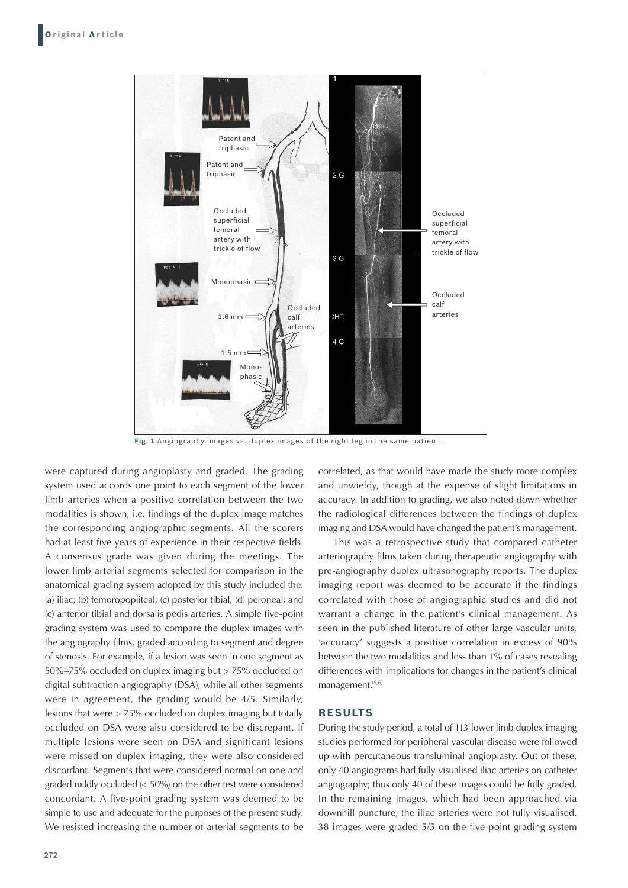Fig. 1 Angiography images vs. duplex images of the right leg in the same patient.

were captured during angioplasty and graded. The grading system used accords one point to each segment of the lower limb arteries when a positive correlation between the two modalities is shown, i.e. findings of the duplex image matches the corresponding angiographic segments. All the scorers had at least five years of experience in their respective fields. A consensus grade was given during the meetings. The lower limb arterial segments selected for comparison in the anatomical grading system adopted by this study included the: (a) iliac; (b) femoropopliteal; (c) posterior tibial; (d) peroneal; and (e) anterior tibial and dorsalis pedis arteries. A simple five-point grading system was used to compare the duplex images with the angiography films, graded according to segment and degree of stenosis. For example, if a lesion was seen in one segment as 50%–75% occluded on duplex imaging but > 75% occluded on digital subtraction angiography (DSA), while all other segments were in agreement, the grading would be 4/5. Similarly, lesions that were > 75% occluded on duplex imaging but totally occluded on DSA were also considered to be discrepant. If multiple lesions were seen on DSA and significant lesions were missed on duplex imaging, they were also considered discordant. Segments that were considered normal on one and graded mildly occluded (< 50%) on the other test were considered concordant. A five-point grading system was deemed to be simple to use and adequate for the purposes of the present study. We resisted increasing the number of arterial segments to be correlated, as that would have made the study more complex and unwieldy, though at the expense of slight limitations in accuracy. In addition to grading, we also noted down whether the radiological differences between the findings of duplex imaging and DSA would have changed the patient's management.

This was a retrospective study that compared catheter arteriography films taken during therapeutic angiography with pre-angiography duplex ultrasonography reports. The duplex imaging report was deemed to be accurate if the findings correlated with those of angiographic studies and did not warrant a change in the patient's clinical management. As seen in the published literature of other large vascular units, 'accuracy' suggests a positive correlation in excess of 90% between the two modalities and less than 1% of cases revealing differences with implications for changes in the patient's clinical management.[5,6]

## RESULTS

During the study period, a total of 113 lower limb duplex imaging studies performed for peripheral vascular disease were followed up with percutaneous transluminal angioplasty. Out of these, only 40 angiograms had fully visualised iliac arteries on catheter angiography; thus only 40 of these images could be fully graded. In the remaining images, which had been approached via downhill puncture, the iliac arteries were not fully visualised. 38 images were graded 5/5 on the five-point grading system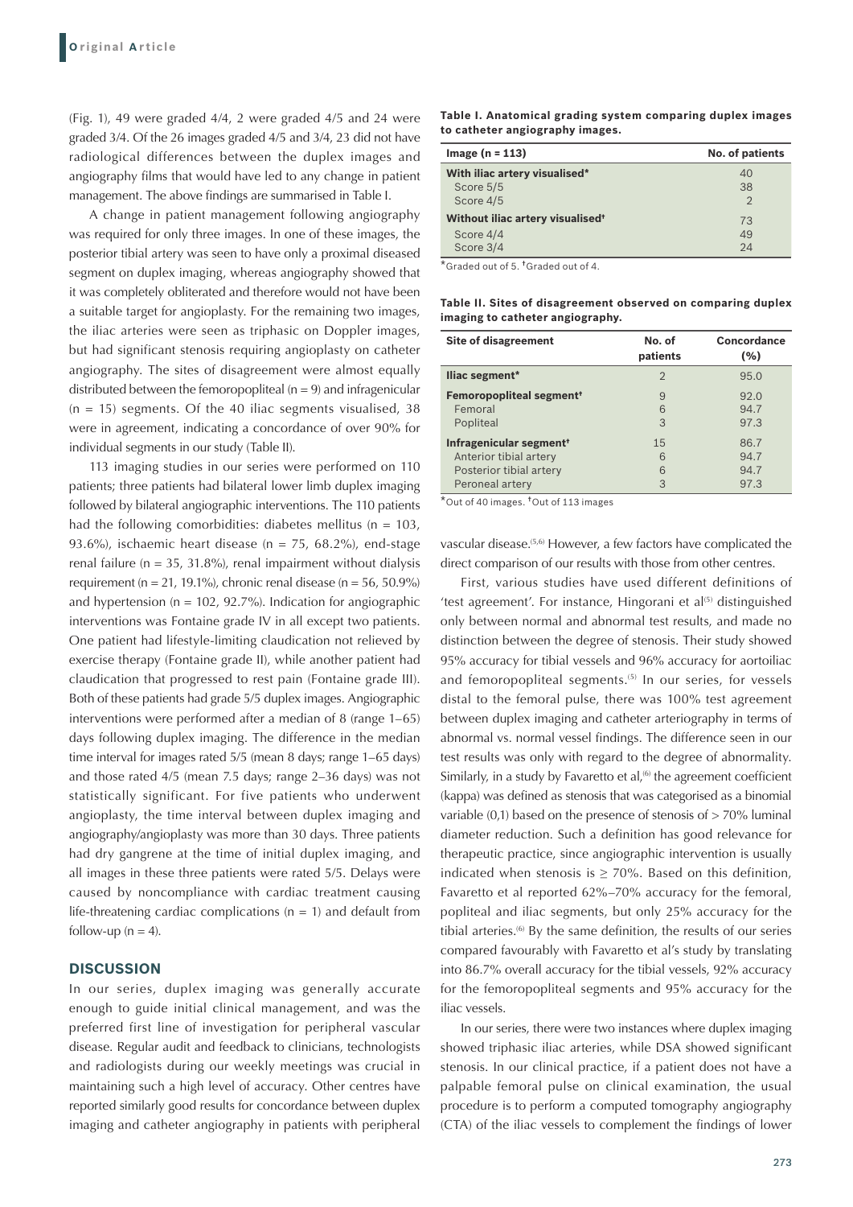(Fig. 1), 49 were graded 4/4, 2 were graded 4/5 and 24 were graded 3/4. Of the 26 images graded 4/5 and 3/4, 23 did not have radiological differences between the duplex images and angiography films that would have led to any change in patient management. The above findings are summarised in Table I.

A change in patient management following angiography was required for only three images. In one of these images, the posterior tibial artery was seen to have only a proximal diseased segment on duplex imaging, whereas angiography showed that it was completely obliterated and therefore would not have been a suitable target for angioplasty. For the remaining two images, the iliac arteries were seen as triphasic on Doppler images, but had significant stenosis requiring angioplasty on catheter angiography. The sites of disagreement were almost equally distributed between the femoropopliteal (n = 9) and infragenicular (n = 15) segments. Of the 40 iliac segments visualised, 38 were in agreement, indicating a concordance of over 90% for individual segments in our study (Table II).

113 imaging studies in our series were performed on 110 patients; three patients had bilateral lower limb duplex imaging followed by bilateral angiographic interventions. The 110 patients had the following comorbidities: diabetes mellitus (n = 103, 93.6%), ischaemic heart disease (n = 75, 68.2%), end-stage renal failure (n = 35, 31.8%), renal impairment without dialysis requirement (n = 21, 19.1%), chronic renal disease (n = 56, 50.9%) and hypertension (n = 102, 92.7%). Indication for angiographic interventions was Fontaine grade IV in all except two patients. One patient had lifestyle-limiting claudication not relieved by exercise therapy (Fontaine grade II), while another patient had claudication that progressed to rest pain (Fontaine grade III). Both of these patients had grade 5/5 duplex images. Angiographic interventions were performed after a median of 8 (range 1–65) days following duplex imaging. The difference in the median time interval for images rated 5/5 (mean 8 days; range 1–65 days) and those rated 4/5 (mean 7.5 days; range 2–36 days) was not statistically significant. For five patients who underwent angioplasty, the time interval between duplex imaging and angiography/angioplasty was more than 30 days. Three patients had dry gangrene at the time of initial duplex imaging, and all images in these three patients were rated 5/5. Delays were caused by noncompliance with cardiac treatment causing life-threatening cardiac complications (n = 1) and default from follow-up (n = 4).

**Table I. Anatomical grading system comparing duplex images to catheter angiography images.**

| Image (n = 113) | No. of patients |
|---|---|
| **With iliac artery visualised*** | 40 |
| Score 5/5 | 38 |
| Score 4/5 | 2 |
| **Without iliac artery visualised†** | 73 |
| Score 4/4 | 49 |
| Score 3/4 | 24 |

*Graded out of 5. †Graded out of 4.

**Table II. Sites of disagreement observed on comparing duplex imaging to catheter angiography.**

| Site of disagreement | No. of patients | Concordance (%) |
|---|---|---|
| **Iliac segment*** | 2 | 95.0 |
| **Femoropopliteal segment†** | 9 | 92.0 |
| Femoral | 6 | 94.7 |
| Popliteal | 3 | 97.3 |
| **Infragenicular segment†** | 15 | 86.7 |
| Anterior tibial artery | 6 | 94.7 |
| Posterior tibial artery | 6 | 94.7 |
| Peroneal artery | 3 | 97.3 |

*Out of 40 images. †Out of 113 images

## DISCUSSION

In our series, duplex imaging was generally accurate enough to guide initial clinical management, and was the preferred first line of investigation for peripheral vascular disease. Regular audit and feedback to clinicians, technologists and radiologists during our weekly meetings was crucial in maintaining such a high level of accuracy. Other centres have reported similarly good results for concordance between duplex imaging and catheter angiography in patients with peripheral vascular disease.[5,6] However, a few factors have complicated the direct comparison of our results with those from other centres.

First, various studies have used different definitions of 'test agreement'. For instance, Hingorani et al[5] distinguished only between normal and abnormal test results, and made no distinction between the degree of stenosis. Their study showed 95% accuracy for tibial vessels and 96% accuracy for aortoiliac and femoropopliteal segments.[5] In our series, for vessels distal to the femoral pulse, there was 100% test agreement between duplex imaging and catheter arteriography in terms of abnormal vs. normal vessel findings. The difference seen in our test results was only with regard to the degree of abnormality. Similarly, in a study by Favaretto et al,[6] the agreement coefficient (kappa) was defined as stenosis that was categorised as a binomial variable (0,1) based on the presence of stenosis of > 70% luminal diameter reduction. Such a definition has good relevance for therapeutic practice, since angiographic intervention is usually indicated when stenosis is ≥ 70%. Based on this definition, Favaretto et al reported 62%–70% accuracy for the femoral, popliteal and iliac segments, but only 25% accuracy for the tibial arteries.[6] By the same definition, the results of our series compared favourably with Favaretto et al's study by translating into 86.7% overall accuracy for the tibial vessels, 92% accuracy for the femoropopliteal segments and 95% accuracy for the iliac vessels.

In our series, there were two instances where duplex imaging showed triphasic iliac arteries, while DSA showed significant stenosis. In our clinical practice, if a patient does not have a palpable femoral pulse on clinical examination, the usual procedure is to perform a computed tomography angiography (CTA) of the iliac vessels to complement the findings of lower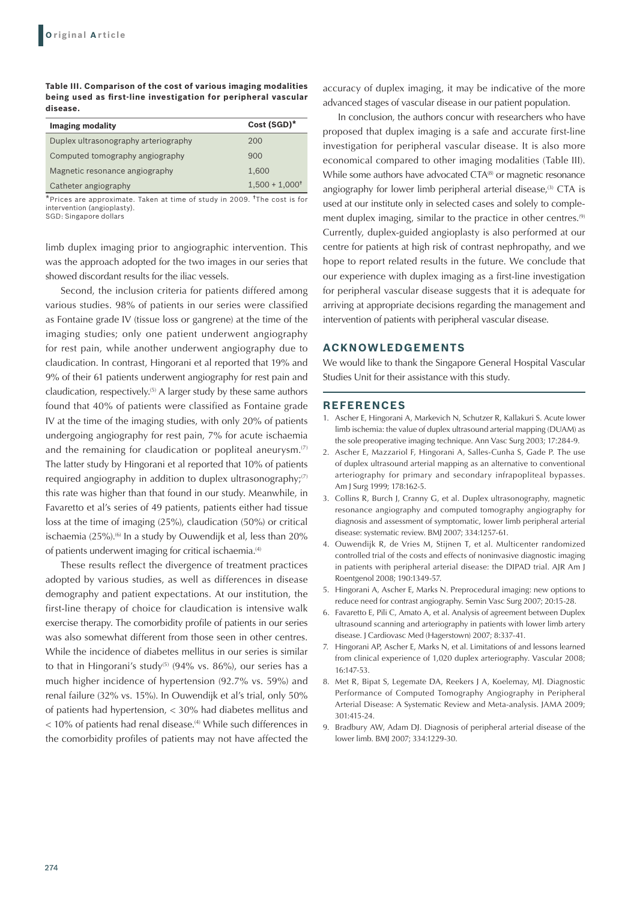**Table III. Comparison of the cost of various imaging modalities being used as first-line investigation for peripheral vascular disease.**

| Imaging modality | Cost (SGD)* |
|---|---|
| Duplex ultrasonography arteriography | 200 |
| Computed tomography angiography | 900 |
| Magnetic resonance angiography | 1,600 |
| Catheter angiography | 1,500 + 1,000† |

*Prices are approximate. Taken at time of study in 2009. †The cost is for intervention (angioplasty).
SGD: Singapore dollars

limb duplex imaging prior to angiographic intervention. This was the approach adopted for the two images in our series that showed discordant results for the iliac vessels.

Second, the inclusion criteria for patients differed among various studies. 98% of patients in our series were classified as Fontaine grade IV (tissue loss or gangrene) at the time of the imaging studies; only one patient underwent angiography for rest pain, while another underwent angiography due to claudication. In contrast, Hingorani et al reported that 19% and 9% of their 61 patients underwent angiography for rest pain and claudication, respectively.[5] A larger study by these same authors found that 40% of patients were classified as Fontaine grade IV at the time of the imaging studies, with only 20% of patients undergoing angiography for rest pain, 7% for acute ischaemia and the remaining for claudication or popliteal aneurysm.[7] The latter study by Hingorani et al reported that 10% of patients required angiography in addition to duplex ultrasonography;[7] this rate was higher than that found in our study. Meanwhile, in Favaretto et al's series of 49 patients, patients either had tissue loss at the time of imaging (25%), claudication (50%) or critical ischaemia (25%).[6] In a study by Ouwendijk et al, less than 20% of patients underwent imaging for critical ischaemia.[4]

These results reflect the divergence of treatment practices adopted by various studies, as well as differences in disease demography and patient expectations. At our institution, the first-line therapy of choice for claudication is intensive walk exercise therapy. The comorbidity profile of patients in our series was also somewhat different from those seen in other centres. While the incidence of diabetes mellitus in our series is similar to that in Hingorani's study[5] (94% vs. 86%), our series has a much higher incidence of hypertension (92.7% vs. 59%) and renal failure (32% vs. 15%). In Ouwendijk et al's trial, only 50% of patients had hypertension, < 30% had diabetes mellitus and < 10% of patients had renal disease.[4] While such differences in the comorbidity profiles of patients may not have affected the accuracy of duplex imaging, it may be indicative of the more advanced stages of vascular disease in our patient population.

In conclusion, the authors concur with researchers who have proposed that duplex imaging is a safe and accurate first-line investigation for peripheral vascular disease. It is also more economical compared to other imaging modalities (Table III). While some authors have advocated CTA[8] or magnetic resonance angiography for lower limb peripheral arterial disease,[3] CTA is used at our institute only in selected cases and solely to complement duplex imaging, similar to the practice in other centres.[9] Currently, duplex-guided angioplasty is also performed at our centre for patients at high risk of contrast nephropathy, and we hope to report related results in the future. We conclude that our experience with duplex imaging as a first-line investigation for peripheral vascular disease suggests that it is adequate for arriving at appropriate decisions regarding the management and intervention of patients with peripheral vascular disease.

## ACKNOWLEDGEMENTS

We would like to thank the Singapore General Hospital Vascular Studies Unit for their assistance with this study.

## REFERENCES

1. Ascher E, Hingorani A, Markevich N, Schutzer R, Kallakuri S. Acute lower limb ischemia: the value of duplex ultrasound arterial mapping (DUAM) as the sole preoperative imaging technique. Ann Vasc Surg 2003; 17:284-9.
2. Ascher E, Mazzariol F, Hingorani A, Salles-Cunha S, Gade P. The use of duplex ultrasound arterial mapping as an alternative to conventional arteriography for primary and secondary infrapopliteal bypasses. Am J Surg 1999; 178:162-5.
3. Collins R, Burch J, Cranny G, et al. Duplex ultrasonography, magnetic resonance angiography and computed tomography angiography for diagnosis and assessment of symptomatic, lower limb peripheral arterial disease: systematic review. BMJ 2007; 334:1257-61.
4. Ouwendijk R, de Vries M, Stijnen T, et al. Multicenter randomized controlled trial of the costs and effects of noninvasive diagnostic imaging in patients with peripheral arterial disease: the DIPAD trial. AJR Am J Roentgenol 2008; 190:1349-57.
5. Hingorani A, Ascher E, Marks N. Preprocedural imaging: new options to reduce need for contrast angiography. Semin Vasc Surg 2007; 20:15-28.
6. Favaretto E, Pili C, Amato A, et al. Analysis of agreement between Duplex ultrasound scanning and arteriography in patients with lower limb artery disease. J Cardiovasc Med (Hagerstown) 2007; 8:337-41.
7. Hingorani AP, Ascher E, Marks N, et al. Limitations of and lessons learned from clinical experience of 1,020 duplex arteriography. Vascular 2008; 16:147-53.
8. Met R, Bipat S, Legemate DA, Reekers J A, Koelemay, MJ. Diagnostic Performance of Computed Tomography Angiography in Peripheral Arterial Disease: A Systematic Review and Meta-analysis. JAMA 2009; 301:415-24.
9. Bradbury AW, Adam DJ. Diagnosis of peripheral arterial disease of the lower limb. BMJ 2007; 334:1229-30.